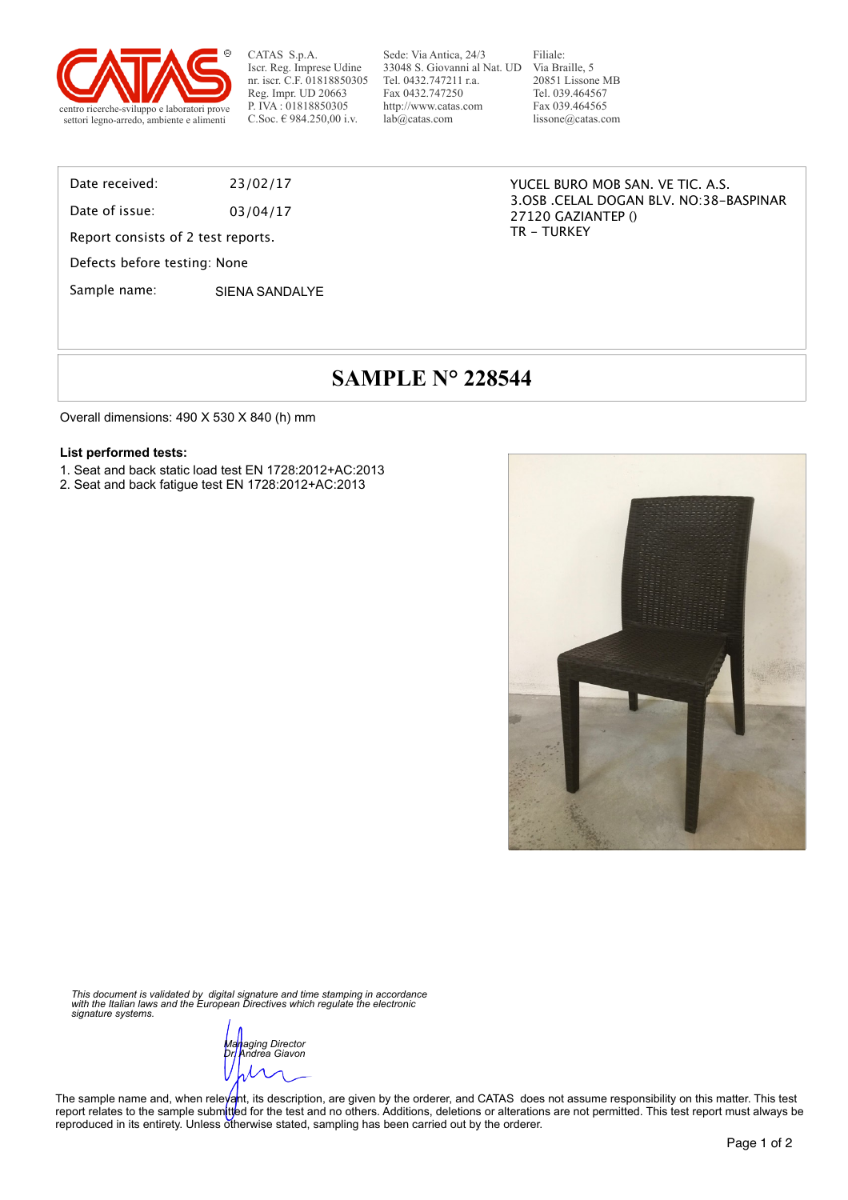CATAS S.p.A.
Iscr. Reg. Imprese Udine
nr. iscr. C.F. 01818850305
Reg. Impr. UD 20663
P. IVA : 01818850305
C.Soc. € 984.250,00 i.v.

Sede: Via Antica, 24/3
33048 S. Giovanni al Nat. UD
Tel. 0432.747211 r.a.
Fax 0432.747250
http://www.catas.com
lab@catas.com

Filiale:
Via Braille, 5
20851 Lissone MB
Tel. 039.464567
Fax 039.464565
lissone@catas.com

centro ricerche-sviluppo e laboratori prove
settori legno-arredo, ambiente e alimenti

Date received: 23/02/17

Date of issue: 03/04/17

Report consists of 2 test reports.

Defects before testing: None

Sample name: SIENA SANDALYE

YUCEL BURO MOB SAN. VE TIC. A.S.
3.OSB .CELAL DOGAN BLV. NO:38-BASPINAR
27120 GAZIANTEP ()
TR - TURKEY

# SAMPLE N° 228544

Overall dimensions: 490 X 530 X 840 (h) mm

**List performed tests:**

1. Seat and back static load test EN 1728:2012+AC:2013
2. Seat and back fatigue test EN 1728:2012+AC:2013

*This document is validated by digital signature and time stamping in accordance with the Italian laws and the European Directives which regulate the electronic signature systems.*

*Managing Director*
*Dr. Andrea Giavon*

The sample name and, when relevant, its description, are given by the orderer, and CATAS does not assume responsibility on this matter. This test report relates to the sample submitted for the test and no others. Additions, deletions or alterations are not permitted. This test report must always be reproduced in its entirety. Unless otherwise stated, sampling has been carried out by the orderer.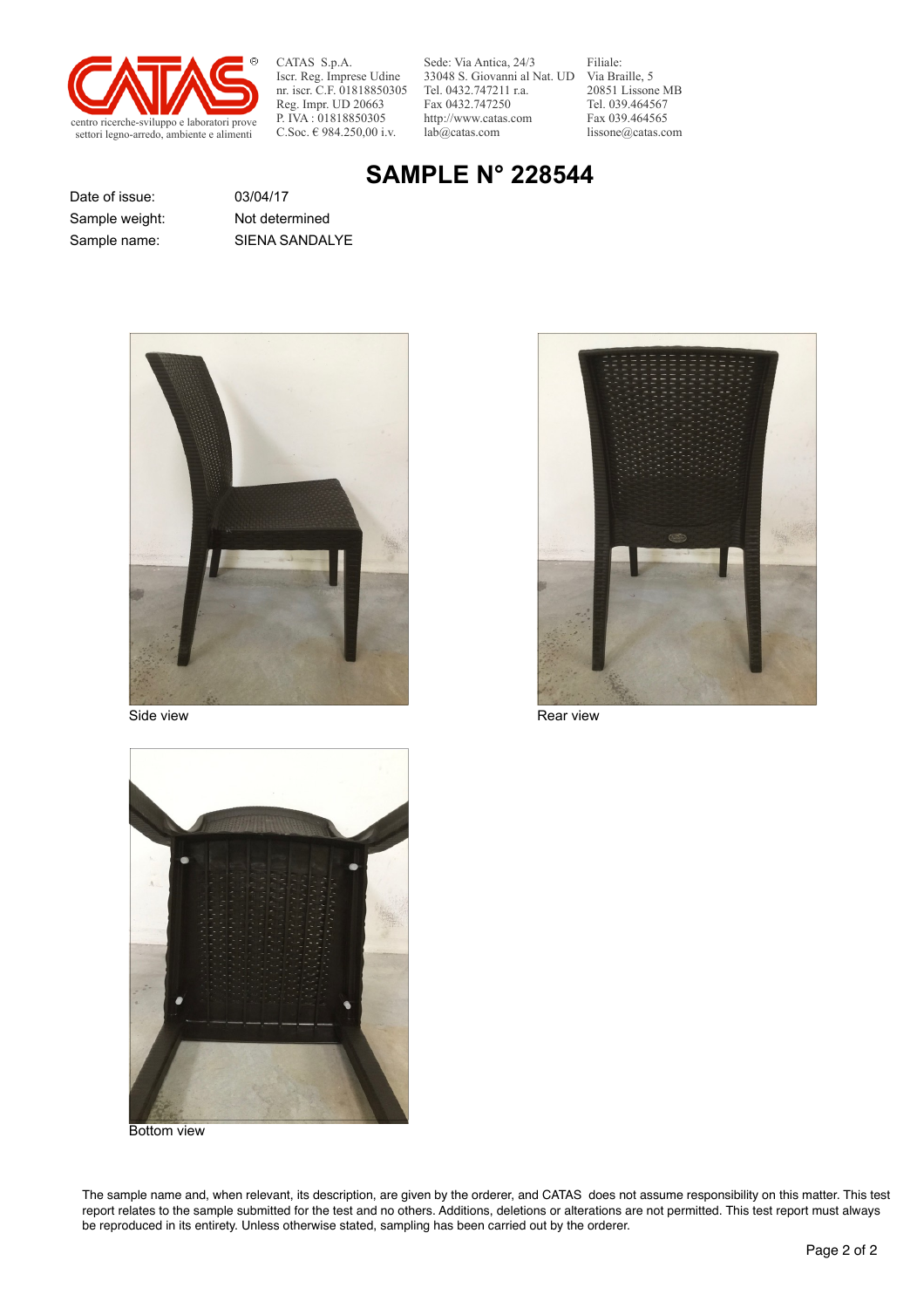CATAS S.p.A.
Iscr. Reg. Imprese Udine
nr. iscr. C.F. 01818850305
Reg. Impr. UD 20663
P. IVA : 01818850305
C.Soc. € 984.250,00 i.v.

Sede: Via Antica, 24/3
33048 S. Giovanni al Nat. UD
Tel. 0432.747211 r.a.
Fax 0432.747250
http://www.catas.com
lab@catas.com

Filiale:
Via Braille, 5
20851 Lissone MB
Tel. 039.464567
Fax 039.464565
lissone@catas.com

centro ricerche-sviluppo e laboratori prove settori legno-arredo, ambiente e alimenti

# SAMPLE N° 228544

| | |
|---|---|
| Date of issue: | 03/04/17 |
| Sample weight: | Not determined |
| Sample name: | SIENA SANDALYE |

Side view

Rear view

Bottom view

The sample name and, when relevant, its description, are given by the orderer, and CATAS does not assume responsibility on this matter. This test report relates to the sample submitted for the test and no others. Additions, deletions or alterations are not permitted. This test report must always be reproduced in its entirety. Unless otherwise stated, sampling has been carried out by the orderer.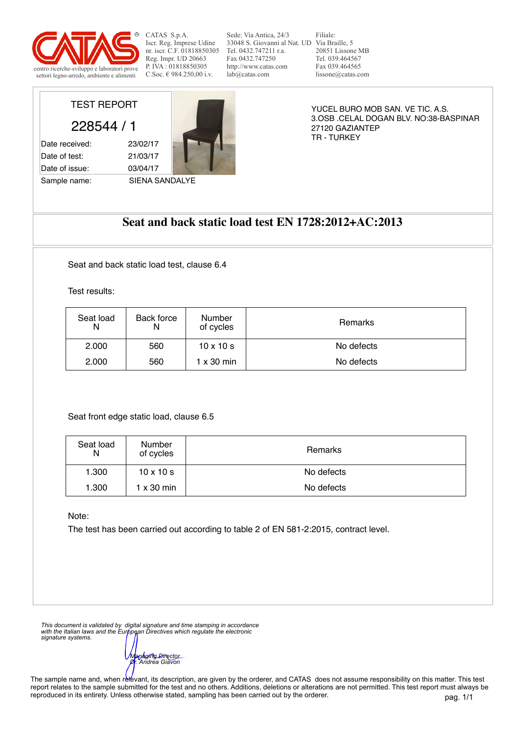CATAS S.p.A.
Iscr. Reg. Imprese Udine
nr. iscr. C.F. 01818850305
Reg. Impr. UD 20663
P. IVA : 01818850305
C.Soc. € 984.250,00 i.v.

Sede: Via Antica, 24/3
33048 S. Giovanni al Nat. UD
Tel. 0432.747211 r.a.
Fax 0432.747250
http://www.catas.com
lab@catas.com

Filiale:
Via Braille, 5
20851 Lissone MB
Tel. 039.464567
Fax 039.464565
lissone@catas.com

centro ricerche-sviluppo e laboratori prove
settori legno-arredo, ambiente e alimenti

TEST REPORT

228544 / 1

| | |
|---|---|
| Date received: | 23/02/17 |
| Date of test: | 21/03/17 |
| Date of issue: | 03/04/17 |
| Sample name: | SIENA SANDALYE |

YUCEL BURO MOB SAN. VE TIC. A.S.
3.OSB .CELAL DOGAN BLV. NO:38-BASPINAR
27120 GAZIANTEP
TR - TURKEY

# Seat and back static load test EN 1728:2012+AC:2013

Seat and back static load test, clause 6.4

Test results:

| Seat load N | Back force N | Number of cycles | Remarks |
|---|---|---|---|
| 2.000 | 560 | 10 x 10 s | No defects |
| 2.000 | 560 | 1 x 30 min | No defects |

Seat front edge static load, clause 6.5

| Seat load N | Number of cycles | Remarks |
|---|---|---|
| 1.300 | 10 x 10 s | No defects |
| 1.300 | 1 x 30 min | No defects |

Note:
The test has been carried out according to table 2 of EN 581-2:2015, contract level.

*This document is validated by digital signature and time stamping in accordance with the Italian laws and the European Directives which regulate the electronic signature systems.*

*Managing Director*
*Dr. Andrea Giavon*

The sample name and, when relevant, its description, are given by the orderer, and CATAS does not assume responsibility on this matter. This test report relates to the sample submitted for the test and no others. Additions, deletions or alterations are not permitted. This test report must always be reproduced in its entirety. Unless otherwise stated, sampling has been carried out by the orderer.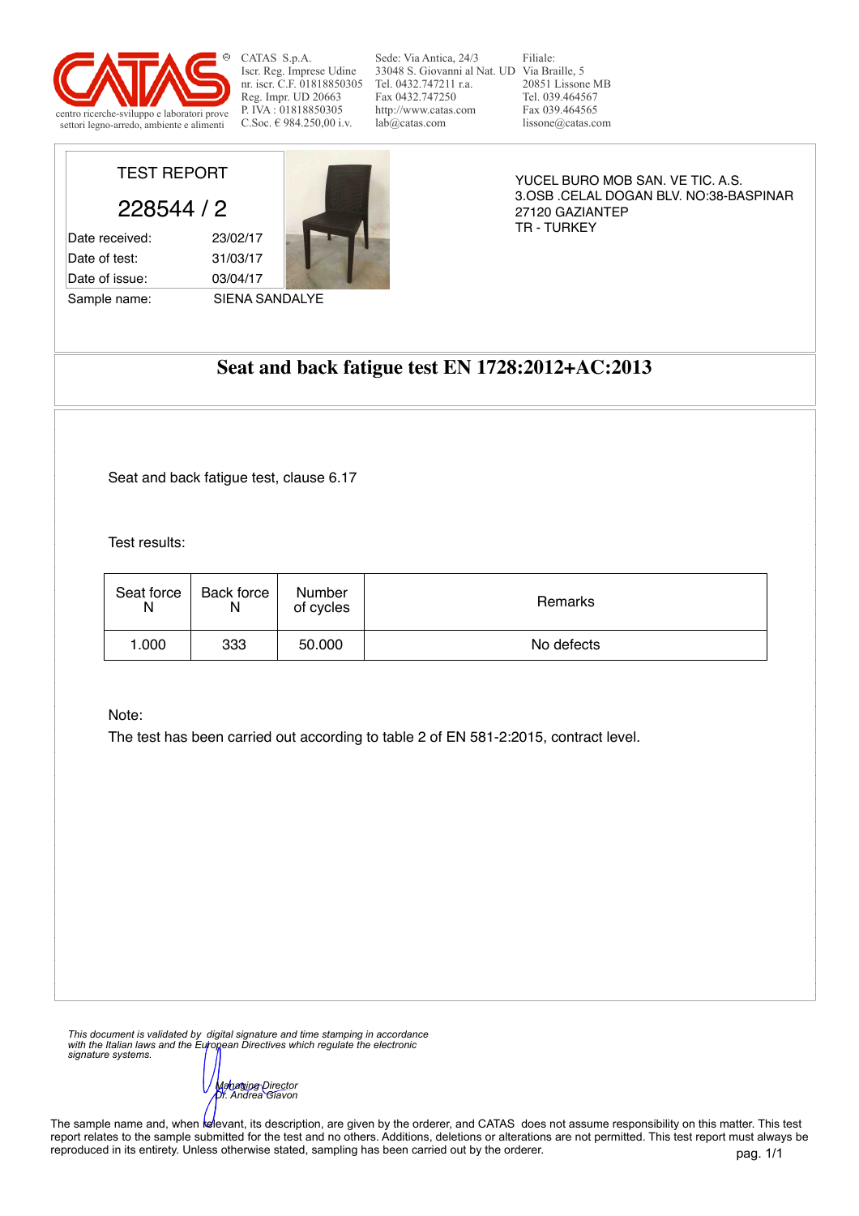centro ricerche-sviluppo e laboratori prove
settori legno-arredo, ambiente e alimenti

CATAS S.p.A.
Iscr. Reg. Imprese Udine
nr. iscr. C.F. 01818850305
Reg. Impr. UD 20663
P. IVA : 01818850305
C.Soc. € 984.250,00 i.v.

Sede: Via Antica, 24/3
33048 S. Giovanni al Nat. UD
Tel. 0432.747211 r.a.
Fax 0432.747250
http://www.catas.com
lab@catas.com

Filiale:
Via Braille, 5
20851 Lissone MB
Tel. 039.464567
Fax 039.464565
lissone@catas.com

TEST REPORT

228544 / 2

| | |
|---|---|
| Date received: | 23/02/17 |
| Date of test: | 31/03/17 |
| Date of issue: | 03/04/17 |
| Sample name: | SIENA SANDALYE |

YUCEL BURO MOB SAN. VE TIC. A.S.
3.OSB .CELAL DOGAN BLV. NO:38-BASPINAR
27120 GAZIANTEP
TR - TURKEY

# Seat and back fatigue test EN 1728:2012+AC:2013

Seat and back fatigue test, clause 6.17

Test results:

| Seat force N | Back force N | Number of cycles | Remarks |
|---|---|---|---|
| 1.000 | 333 | 50.000 | No defects |

Note:
The test has been carried out according to table 2 of EN 581-2:2015, contract level.

*This document is validated by digital signature and time stamping in accordance with the Italian laws and the European Directives which regulate the electronic signature systems.*

*Managing Director*
*Dr. Andrea Giavon*

The sample name and, when relevant, its description, are given by the orderer, and CATAS does not assume responsibility on this matter. This test report relates to the sample submitted for the test and no others. Additions, deletions or alterations are not permitted. This test report must always be reproduced in its entirety. Unless otherwise stated, sampling has been carried out by the orderer.